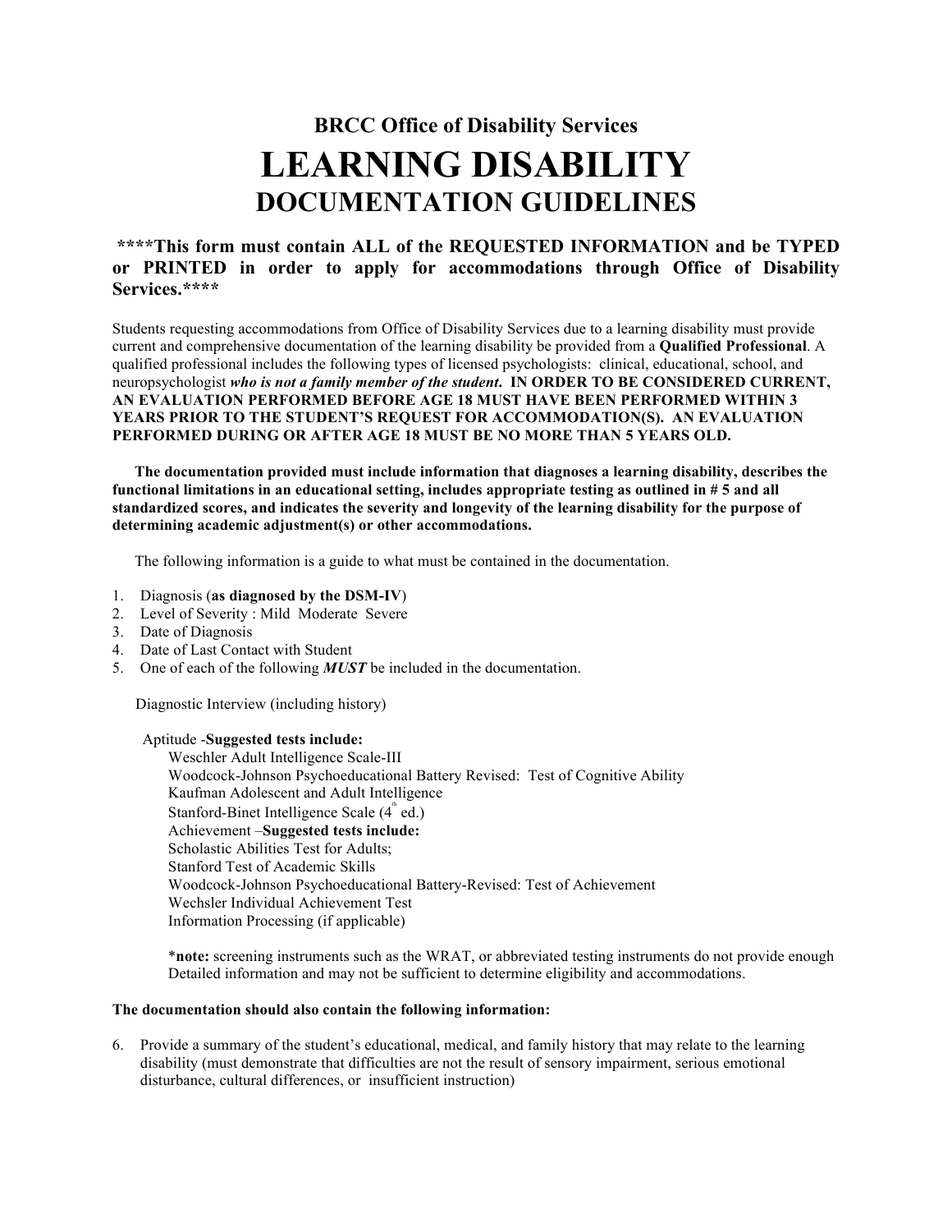**BRCC Office of Disability Services**

# LEARNING DISABILITY

## DOCUMENTATION GUIDELINES

**\*\*\*\*This form must contain ALL of the REQUESTED INFORMATION and be TYPED or PRINTED in order to apply for accommodations through Office of Disability Services.\*\*\*\***

Students requesting accommodations from Office of Disability Services due to a learning disability must provide current and comprehensive documentation of the learning disability be provided from a **Qualified Professional**. A qualified professional includes the following types of licensed psychologists: clinical, educational, school, and neuropsychologist ***who is not a family member of the student*. IN ORDER TO BE CONSIDERED CURRENT, AN EVALUATION PERFORMED BEFORE AGE 18 MUST HAVE BEEN PERFORMED WITHIN 3 YEARS PRIOR TO THE STUDENT'S REQUEST FOR ACCOMMODATION(S). AN EVALUATION PERFORMED DURING OR AFTER AGE 18 MUST BE NO MORE THAN 5 YEARS OLD.**

**The documentation provided must include information that diagnoses a learning disability, describes the functional limitations in an educational setting, includes appropriate testing as outlined in # 5 and all standardized scores, and indicates the severity and longevity of the learning disability for the purpose of determining academic adjustment(s) or other accommodations.**

The following information is a guide to what must be contained in the documentation.

1. Diagnosis (**as diagnosed by the DSM-IV**)
2. Level of Severity : Mild Moderate Severe
3. Date of Diagnosis
4. Date of Last Contact with Student
5. One of each of the following ***MUST*** be included in the documentation.

   Diagnostic Interview (including history)

   Aptitude -**Suggested tests include:**
   - Weschler Adult Intelligence Scale-III
   - Woodcock-Johnson Psychoeducational Battery Revised: Test of Cognitive Ability
   - Kaufman Adolescent and Adult Intelligence
   - Stanford-Binet Intelligence Scale (4th ed.)

   Achievement –**Suggested tests include:**
   - Scholastic Abilities Test for Adults;
   - Stanford Test of Academic Skills
   - Woodcock-Johnson Psychoeducational Battery-Revised: Test of Achievement
   - Wechsler Individual Achievement Test

   Information Processing (if applicable)

   \***note:** screening instruments such as the WRAT, or abbreviated testing instruments do not provide enough Detailed information and may not be sufficient to determine eligibility and accommodations.

**The documentation should also contain the following information:**

6. Provide a summary of the student's educational, medical, and family history that may relate to the learning disability (must demonstrate that difficulties are not the result of sensory impairment, serious emotional disturbance, cultural differences, or insufficient instruction)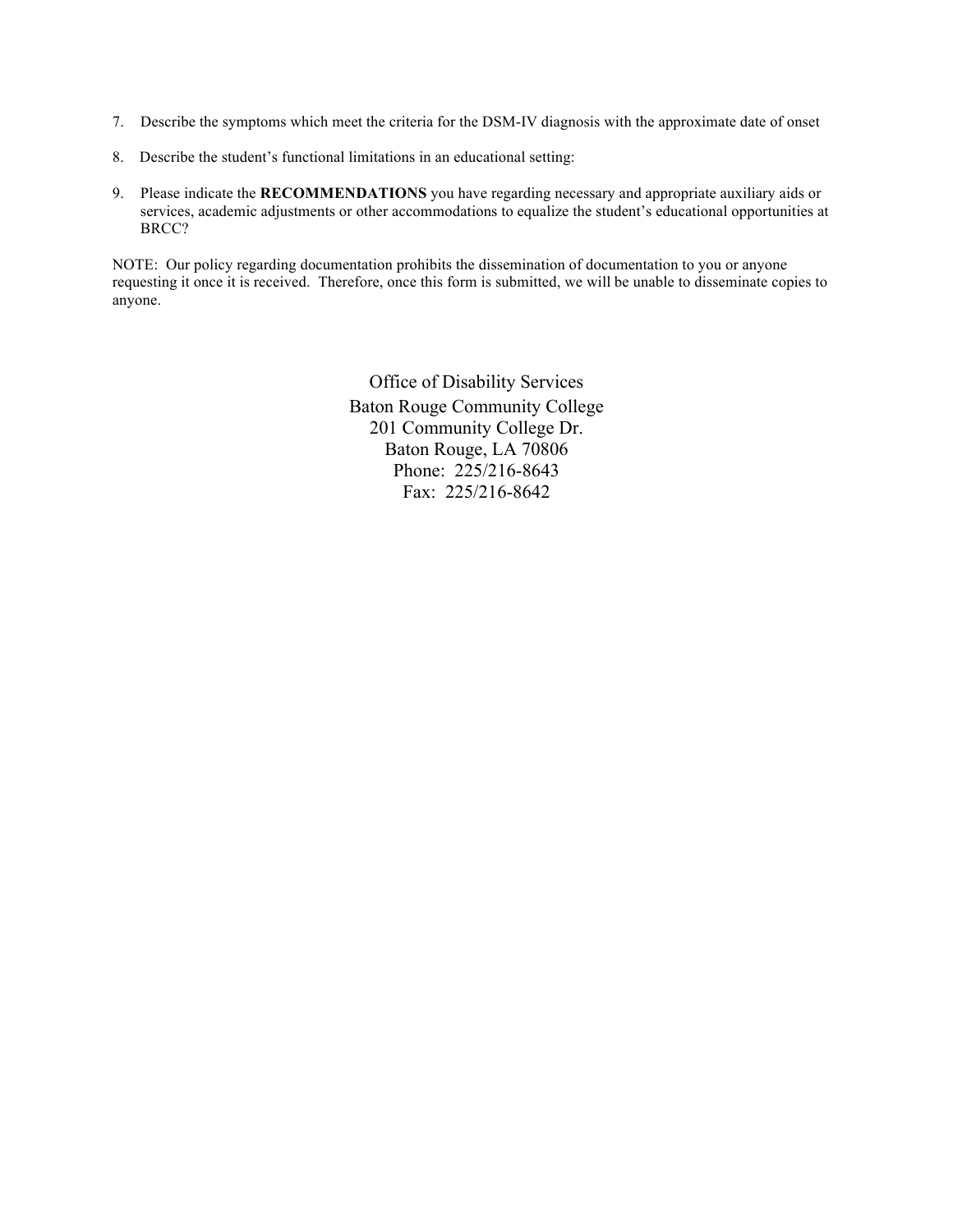7. Describe the symptoms which meet the criteria for the DSM-IV diagnosis with the approximate date of onset

8. Describe the student's functional limitations in an educational setting:

9. Please indicate the **RECOMMENDATIONS** you have regarding necessary and appropriate auxiliary aids or services, academic adjustments or other accommodations to equalize the student's educational opportunities at BRCC?

NOTE: Our policy regarding documentation prohibits the dissemination of documentation to you or anyone requesting it once it is received. Therefore, once this form is submitted, we will be unable to disseminate copies to anyone.

Office of Disability Services
Baton Rouge Community College
201 Community College Dr.
Baton Rouge, LA 70806
Phone: 225/216-8643
Fax: 225/216-8642